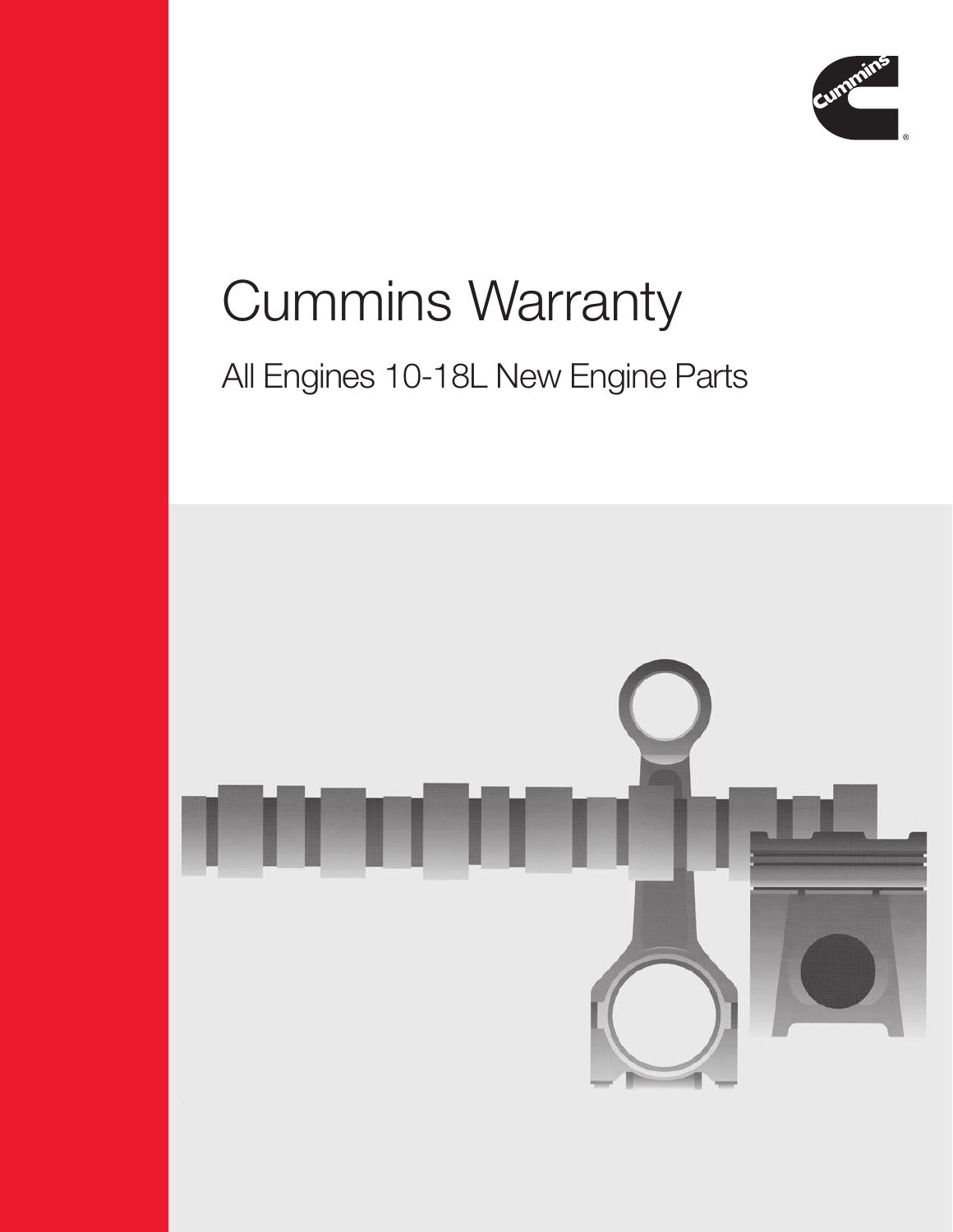# Cummins Warranty

## All Engines 10-18L New Engine Parts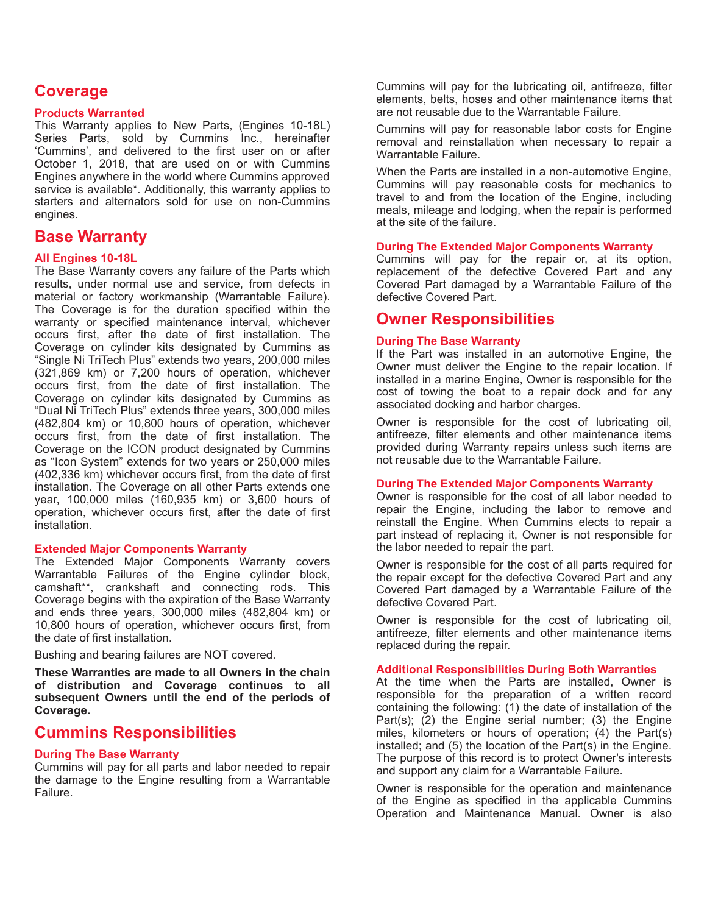## Coverage

### Products Warranted

This Warranty applies to New Parts, (Engines 10-18L) Series Parts, sold by Cummins Inc., hereinafter 'Cummins', and delivered to the first user on or after October 1, 2018, that are used on or with Cummins Engines anywhere in the world where Cummins approved service is available*. Additionally, this warranty applies to starters and alternators sold for use on non-Cummins engines.

## Base Warranty

### All Engines 10-18L

The Base Warranty covers any failure of the Parts which results, under normal use and service, from defects in material or factory workmanship (Warrantable Failure). The Coverage is for the duration specified within the warranty or specified maintenance interval, whichever occurs first, after the date of first installation. The Coverage on cylinder kits designated by Cummins as "Single Ni TriTech Plus" extends two years, 200,000 miles (321,869 km) or 7,200 hours of operation, whichever occurs first, from the date of first installation. The Coverage on cylinder kits designated by Cummins as "Dual Ni TriTech Plus" extends three years, 300,000 miles (482,804 km) or 10,800 hours of operation, whichever occurs first, from the date of first installation. The Coverage on the ICON product designated by Cummins as "Icon System" extends for two years or 250,000 miles (402,336 km) whichever occurs first, from the date of first installation. The Coverage on all other Parts extends one year, 100,000 miles (160,935 km) or 3,600 hours of operation, whichever occurs first, after the date of first installation.

### Extended Major Components Warranty

The Extended Major Components Warranty covers Warrantable Failures of the Engine cylinder block, camshaft**, crankshaft and connecting rods. This Coverage begins with the expiration of the Base Warranty and ends three years, 300,000 miles (482,804 km) or 10,800 hours of operation, whichever occurs first, from the date of first installation.

Bushing and bearing failures are NOT covered.

**These Warranties are made to all Owners in the chain of distribution and Coverage continues to all subsequent Owners until the end of the periods of Coverage.**

## Cummins Responsibilities

### During The Base Warranty

Cummins will pay for all parts and labor needed to repair the damage to the Engine resulting from a Warrantable Failure.

Cummins will pay for the lubricating oil, antifreeze, filter elements, belts, hoses and other maintenance items that are not reusable due to the Warrantable Failure.

Cummins will pay for reasonable labor costs for Engine removal and reinstallation when necessary to repair a Warrantable Failure.

When the Parts are installed in a non-automotive Engine, Cummins will pay reasonable costs for mechanics to travel to and from the location of the Engine, including meals, mileage and lodging, when the repair is performed at the site of the failure.

### During The Extended Major Components Warranty

Cummins will pay for the repair or, at its option, replacement of the defective Covered Part and any Covered Part damaged by a Warrantable Failure of the defective Covered Part.

## Owner Responsibilities

### During The Base Warranty

If the Part was installed in an automotive Engine, the Owner must deliver the Engine to the repair location. If installed in a marine Engine, Owner is responsible for the cost of towing the boat to a repair dock and for any associated docking and harbor charges.

Owner is responsible for the cost of lubricating oil, antifreeze, filter elements and other maintenance items provided during Warranty repairs unless such items are not reusable due to the Warrantable Failure.

### During The Extended Major Components Warranty

Owner is responsible for the cost of all labor needed to repair the Engine, including the labor to remove and reinstall the Engine. When Cummins elects to repair a part instead of replacing it, Owner is not responsible for the labor needed to repair the part.

Owner is responsible for the cost of all parts required for the repair except for the defective Covered Part and any Covered Part damaged by a Warrantable Failure of the defective Covered Part.

Owner is responsible for the cost of lubricating oil, antifreeze, filter elements and other maintenance items replaced during the repair.

### Additional Responsibilities During Both Warranties

At the time when the Parts are installed, Owner is responsible for the preparation of a written record containing the following: (1) the date of installation of the Part(s); (2) the Engine serial number; (3) the Engine miles, kilometers or hours of operation; (4) the Part(s) installed; and (5) the location of the Part(s) in the Engine. The purpose of this record is to protect Owner's interests and support any claim for a Warrantable Failure.

Owner is responsible for the operation and maintenance of the Engine as specified in the applicable Cummins Operation and Maintenance Manual. Owner is also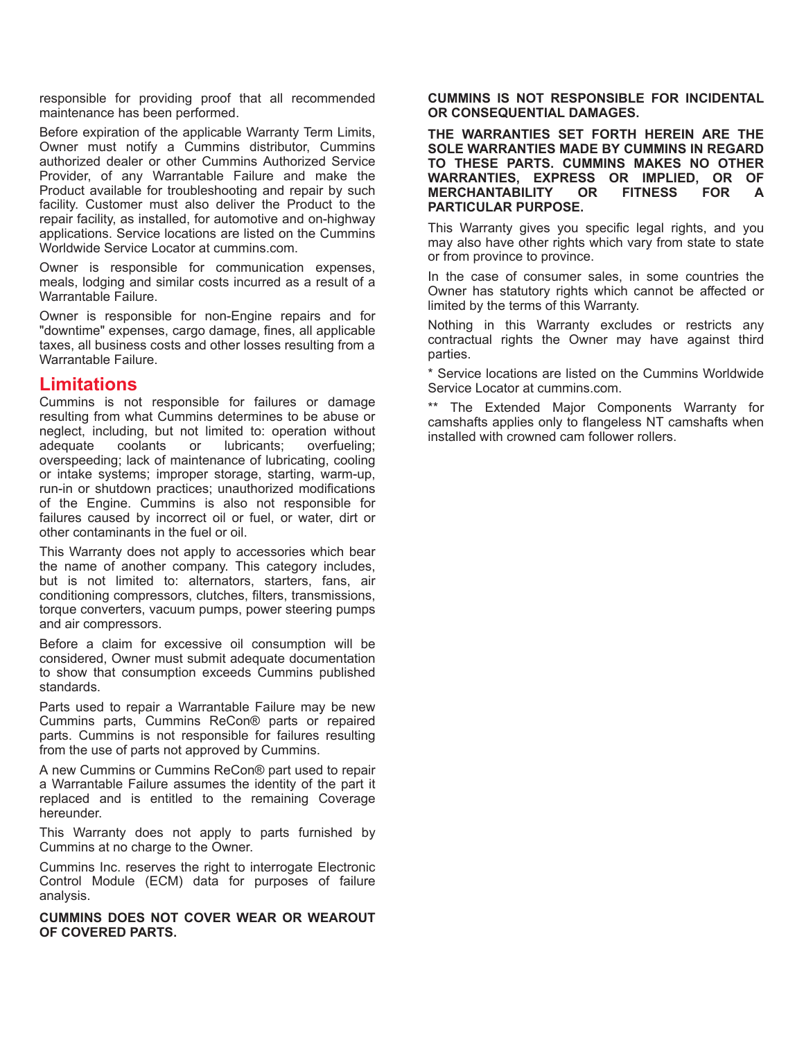responsible for providing proof that all recommended maintenance has been performed.

Before expiration of the applicable Warranty Term Limits, Owner must notify a Cummins distributor, Cummins authorized dealer or other Cummins Authorized Service Provider, of any Warrantable Failure and make the Product available for troubleshooting and repair by such facility. Customer must also deliver the Product to the repair facility, as installed, for automotive and on-highway applications. Service locations are listed on the Cummins Worldwide Service Locator at cummins.com.

Owner is responsible for communication expenses, meals, lodging and similar costs incurred as a result of a Warrantable Failure.

Owner is responsible for non-Engine repairs and for "downtime" expenses, cargo damage, fines, all applicable taxes, all business costs and other losses resulting from a Warrantable Failure.

## Limitations

Cummins is not responsible for failures or damage resulting from what Cummins determines to be abuse or neglect, including, but not limited to: operation without adequate coolants or lubricants; overfueling; overspeeding; lack of maintenance of lubricating, cooling or intake systems; improper storage, starting, warm-up, run-in or shutdown practices; unauthorized modifications of the Engine. Cummins is also not responsible for failures caused by incorrect oil or fuel, or water, dirt or other contaminants in the fuel or oil.

This Warranty does not apply to accessories which bear the name of another company. This category includes, but is not limited to: alternators, starters, fans, air conditioning compressors, clutches, filters, transmissions, torque converters, vacuum pumps, power steering pumps and air compressors.

Before a claim for excessive oil consumption will be considered, Owner must submit adequate documentation to show that consumption exceeds Cummins published standards.

Parts used to repair a Warrantable Failure may be new Cummins parts, Cummins ReCon® parts or repaired parts. Cummins is not responsible for failures resulting from the use of parts not approved by Cummins.

A new Cummins or Cummins ReCon® part used to repair a Warrantable Failure assumes the identity of the part it replaced and is entitled to the remaining Coverage hereunder.

This Warranty does not apply to parts furnished by Cummins at no charge to the Owner.

Cummins Inc. reserves the right to interrogate Electronic Control Module (ECM) data for purposes of failure analysis.

**CUMMINS DOES NOT COVER WEAR OR WEAROUT OF COVERED PARTS.**

**CUMMINS IS NOT RESPONSIBLE FOR INCIDENTAL OR CONSEQUENTIAL DAMAGES.**

**THE WARRANTIES SET FORTH HEREIN ARE THE SOLE WARRANTIES MADE BY CUMMINS IN REGARD TO THESE PARTS. CUMMINS MAKES NO OTHER WARRANTIES, EXPRESS OR IMPLIED, OR OF MERCHANTABILITY OR FITNESS FOR A PARTICULAR PURPOSE.**

This Warranty gives you specific legal rights, and you may also have other rights which vary from state to state or from province to province.

In the case of consumer sales, in some countries the Owner has statutory rights which cannot be affected or limited by the terms of this Warranty.

Nothing in this Warranty excludes or restricts any contractual rights the Owner may have against third parties.

* Service locations are listed on the Cummins Worldwide Service Locator at cummins.com.

** The Extended Major Components Warranty for camshafts applies only to flangeless NT camshafts when installed with crowned cam follower rollers.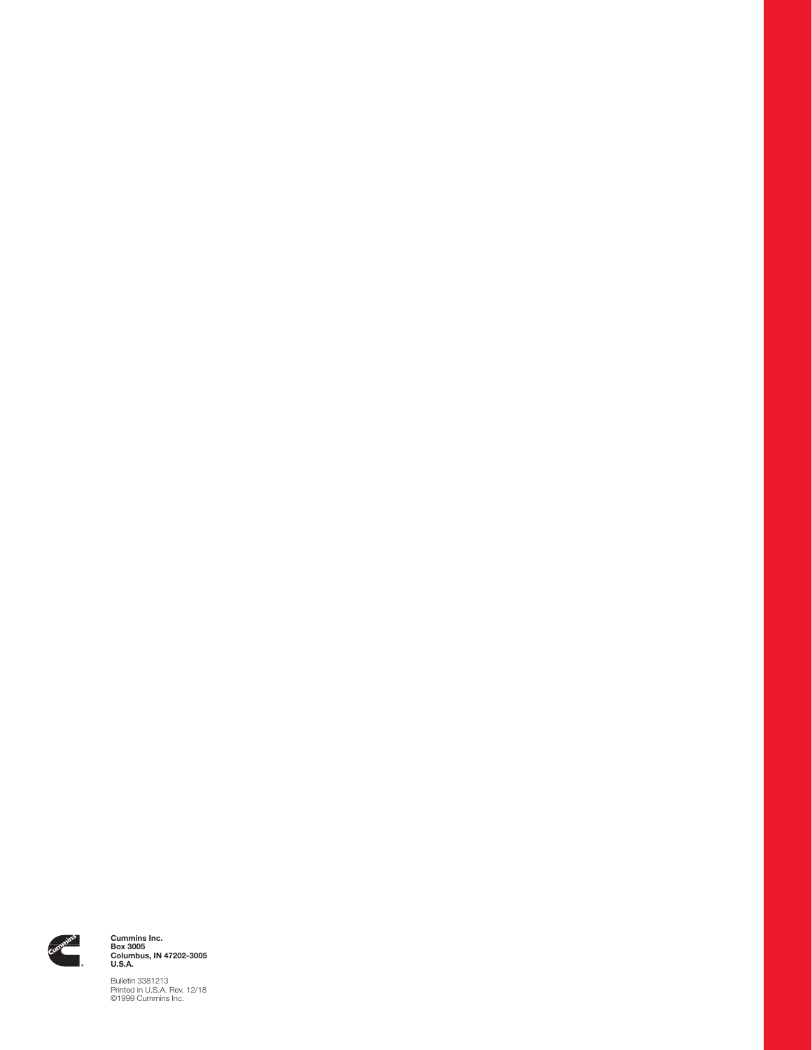**Cummins Inc.**
**Box 3005**
**Columbus, IN 47202-3005**
**U.S.A.**

Bulletin 3381213
Printed in U.S.A. Rev. 12/18
©1999 Cummins Inc.